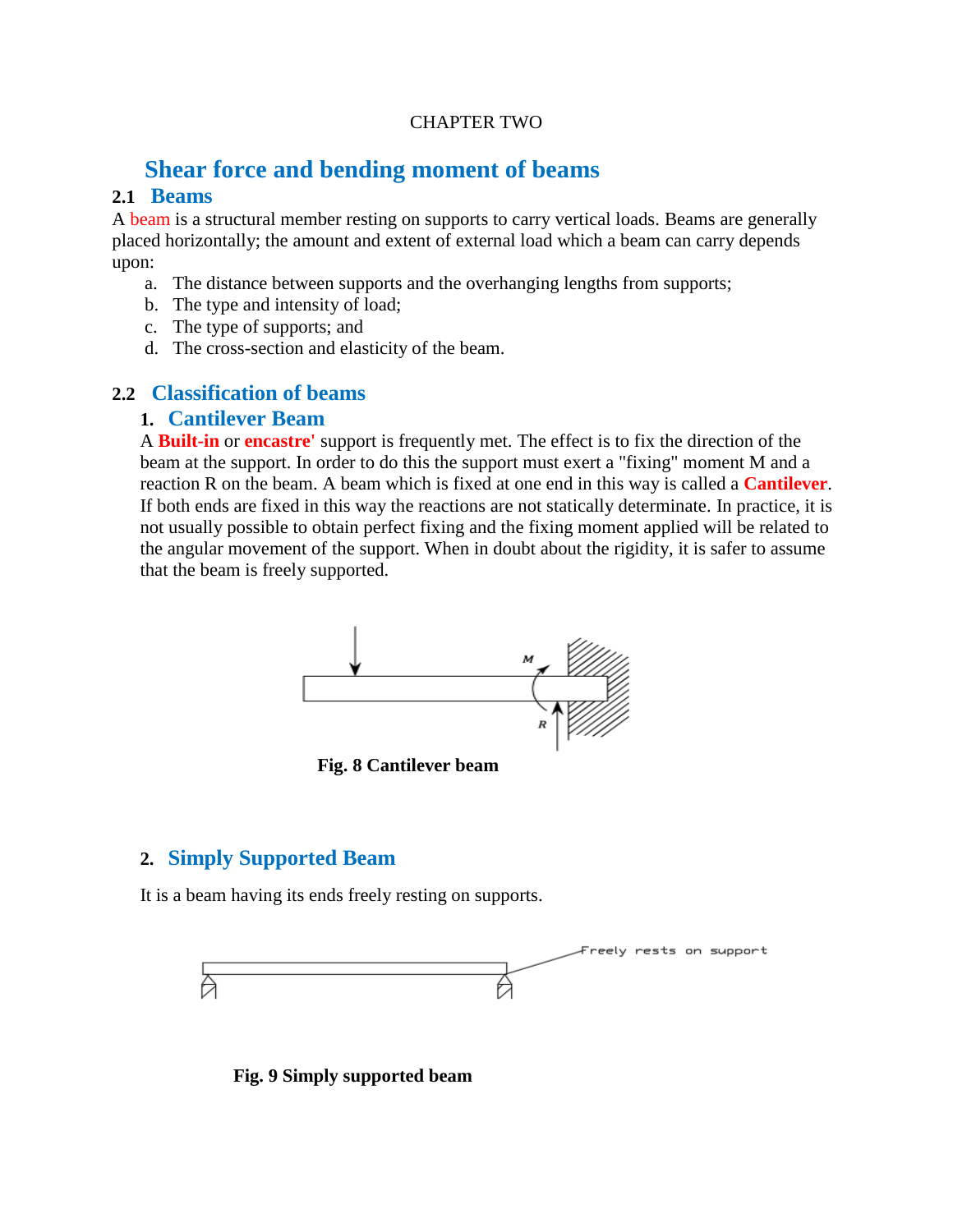CHAPTER TWO

# Shear force and bending moment of beams

## 2.1 Beams

A beam is a structural member resting on supports to carry vertical loads. Beams are generally placed horizontally; the amount and extent of external load which a beam can carry depends upon:

a. The distance between supports and the overhanging lengths from supports;
b. The type and intensity of load;
c. The type of supports; and
d. The cross-section and elasticity of the beam.

## 2.2 Classification of beams

### 1. Cantilever Beam

A **Built-in** or **encastre'** support is frequently met. The effect is to fix the direction of the beam at the support. In order to do this the support must exert a "fixing" moment M and a reaction R on the beam. A beam which is fixed at one end in this way is called a **Cantilever**. If both ends are fixed in this way the reactions are not statically determinate. In practice, it is not usually possible to obtain perfect fixing and the fixing moment applied will be related to the angular movement of the support. When in doubt about the rigidity, it is safer to assume that the beam is freely supported.

**Fig. 8 Cantilever beam**

### 2. Simply Supported Beam

It is a beam having its ends freely resting on supports.

**Fig. 9 Simply supported beam**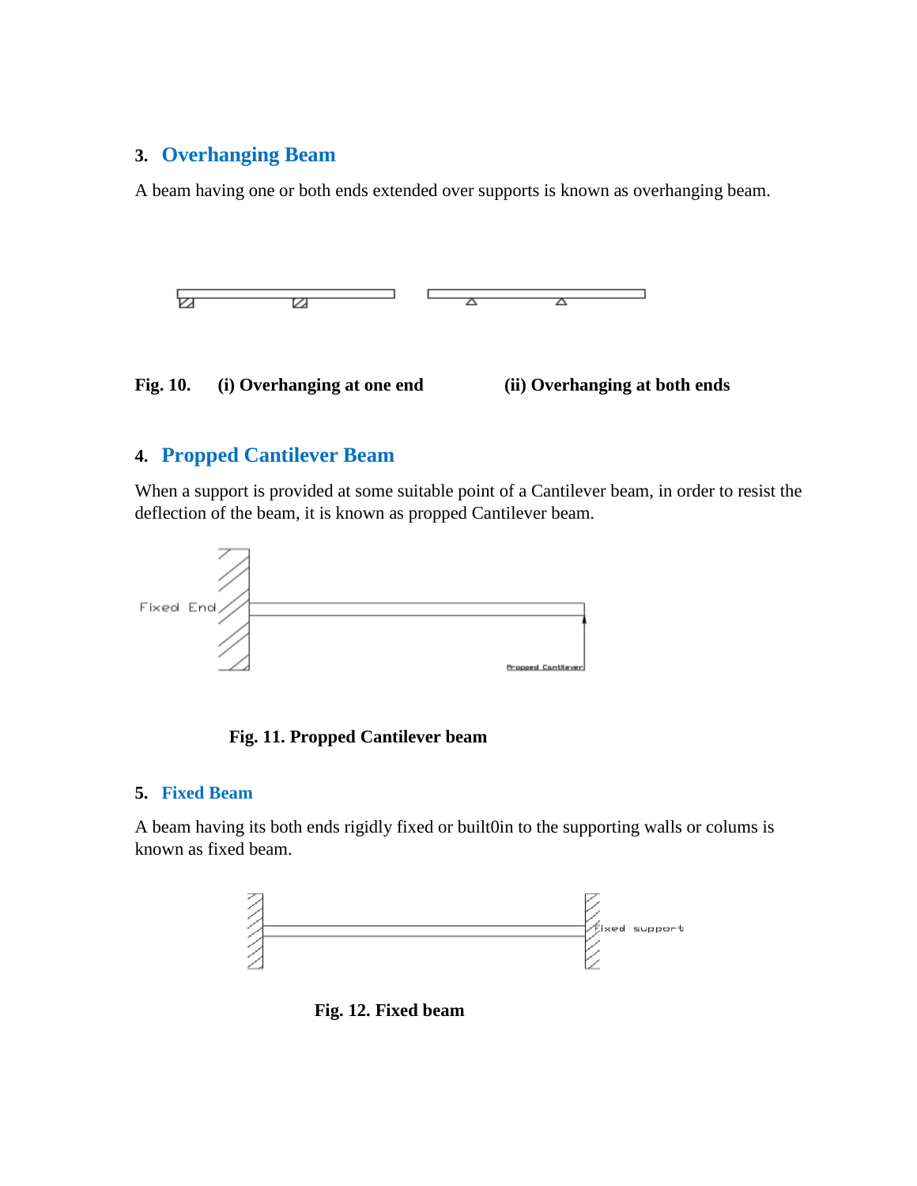## 3. Overhanging Beam

A beam having one or both ends extended over supports is known as overhanging beam.

**Fig. 10. (i) Overhanging at one end (ii) Overhanging at both ends**

## 4. Propped Cantilever Beam

When a support is provided at some suitable point of a Cantilever beam, in order to resist the deflection of the beam, it is known as propped Cantilever beam.

**Fig. 11. Propped Cantilever beam**

## 5. Fixed Beam

A beam having its both ends rigidly fixed or built0in to the supporting walls or colums is known as fixed beam.

**Fig. 12. Fixed beam**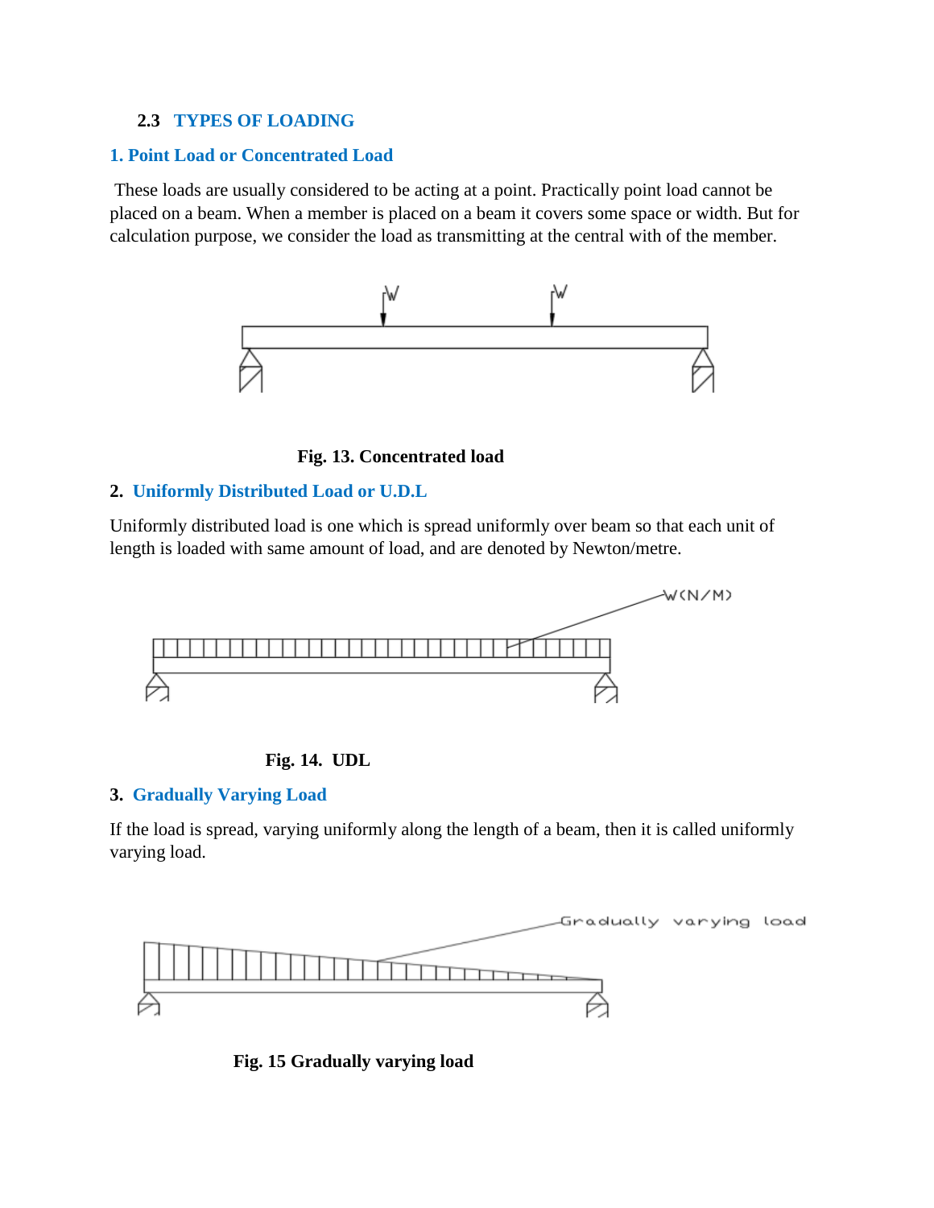### 2.3 TYPES OF LOADING

#### 1. Point Load or Concentrated Load

These loads are usually considered to be acting at a point. Practically point load cannot be placed on a beam. When a member is placed on a beam it covers some space or width. But for calculation purpose, we consider the load as transmitting at the central with of the member.

**Fig. 13. Concentrated load**

#### 2. Uniformly Distributed Load or U.D.L

Uniformly distributed load is one which is spread uniformly over beam so that each unit of length is loaded with same amount of load, and are denoted by Newton/metre.

**Fig. 14. UDL**

#### 3. Gradually Varying Load

If the load is spread, varying uniformly along the length of a beam, then it is called uniformly varying load.

**Fig. 15 Gradually varying load**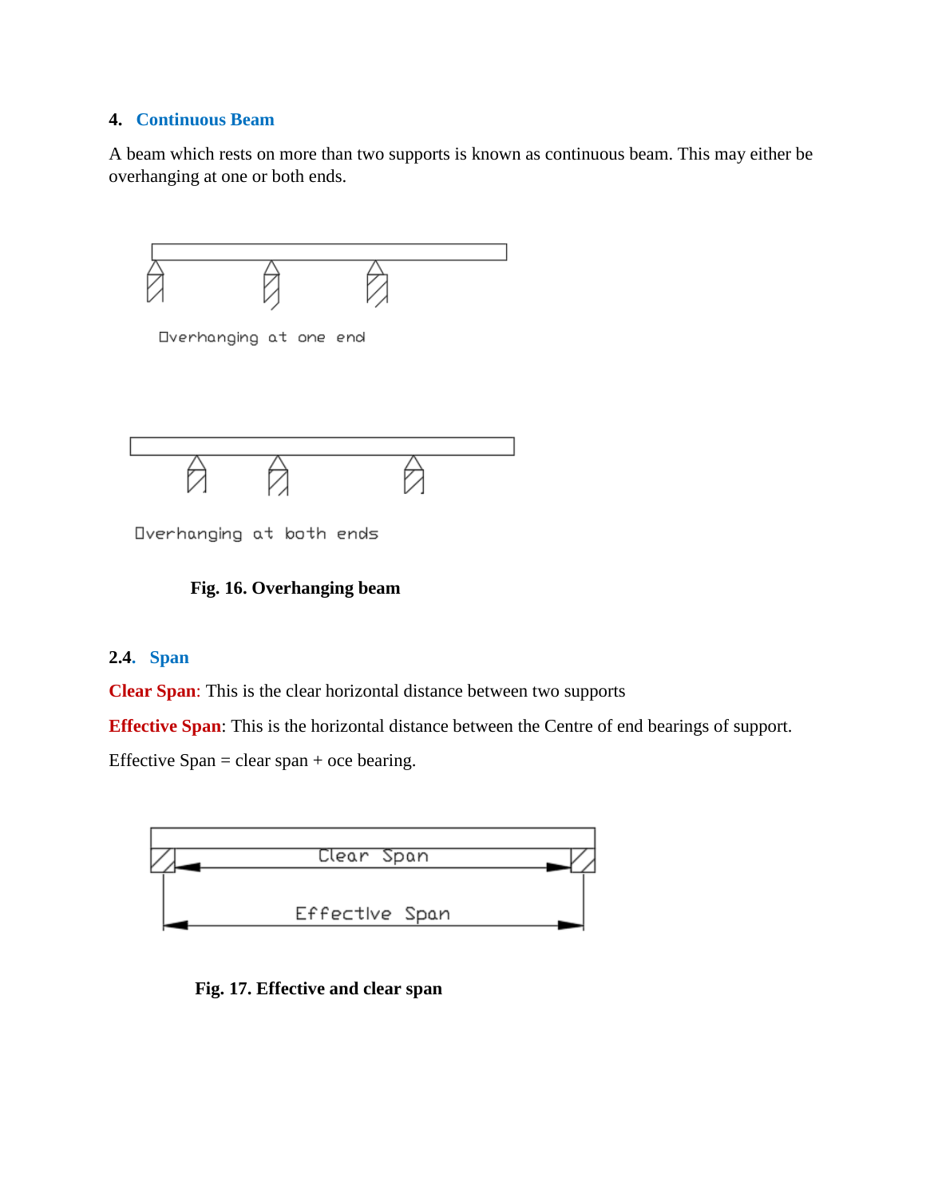**4. Continuous Beam**

A beam which rests on more than two supports is known as continuous beam. This may either be overhanging at one or both ends.

Overhanging at one end

Overhanging at both ends

**Fig. 16. Overhanging beam**

### 2.4. Span

**Clear Span**: This is the clear horizontal distance between two supports

**Effective Span**: This is the horizontal distance between the Centre of end bearings of support.

Effective Span = clear span + oce bearing.

Clear Span

Effective Span

**Fig. 17. Effective and clear span**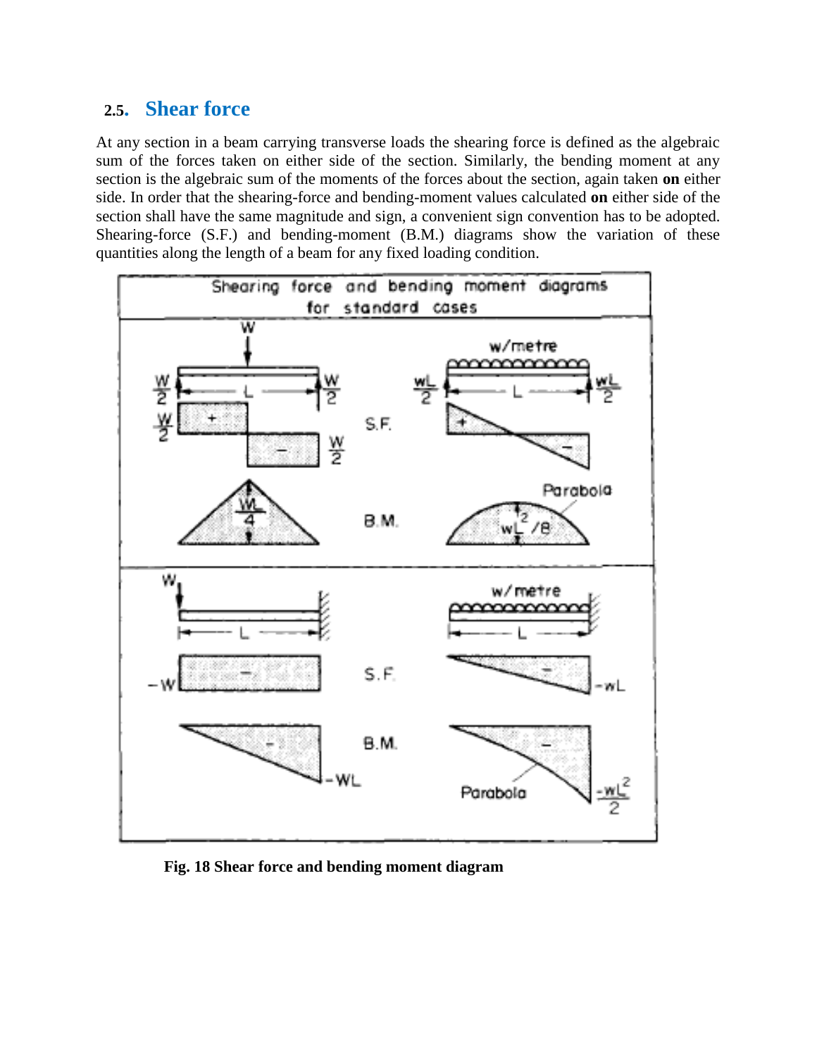## 2.5. Shear force

At any section in a beam carrying transverse loads the shearing force is defined as the algebraic sum of the forces taken on either side of the section. Similarly, the bending moment at any section is the algebraic sum of the moments of the forces about the section, again taken **on** either side. In order that the shearing-force and bending-moment values calculated **on** either side of the section shall have the same magnitude and sign, a convenient sign convention has to be adopted. Shearing-force (S.F.) and bending-moment (B.M.) diagrams show the variation of these quantities along the length of a beam for any fixed loading condition.

**Fig. 18 Shear force and bending moment diagram**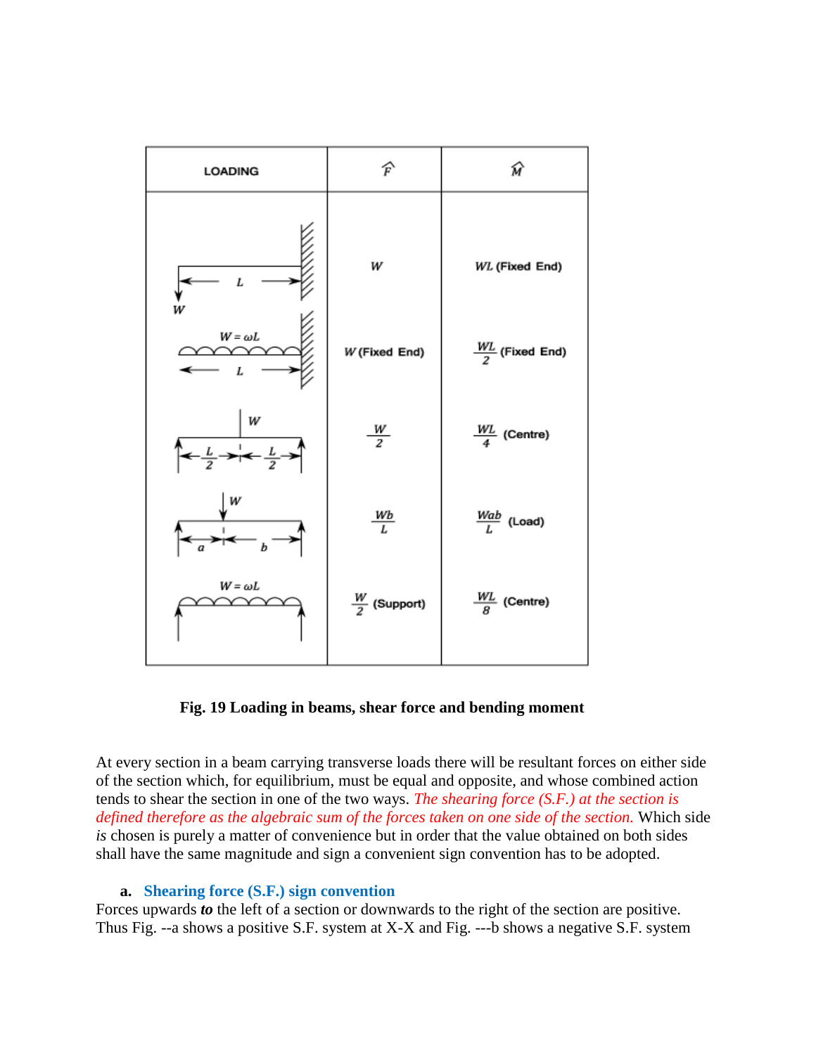| LOADING | $\hat{F}$ | $\hat{M}$ |
|---|---|---|
| Cantilever, point load $W$ at free end, length $L$ | $W$ | $WL$ (Fixed End) |
| Cantilever, uniformly distributed load $W = \omega L$, length $L$ | $W$ (Fixed End) | $\frac{WL}{2}$ (Fixed End) |
| Simply supported, central point load $W$, spans $\frac{L}{2}$, $\frac{L}{2}$ | $\frac{W}{2}$ | $\frac{WL}{4}$ (Centre) |
| Simply supported, point load $W$ at distances $a$, $b$ | $\frac{Wb}{L}$ | $\frac{Wab}{L}$ (Load) |
| Simply supported, uniformly distributed load $W = \omega L$ | $\frac{W}{2}$ (Support) | $\frac{WL}{8}$ (Centre) |

**Fig. 19 Loading in beams, shear force and bending moment**

At every section in a beam carrying transverse loads there will be resultant forces on either side of the section which, for equilibrium, must be equal and opposite, and whose combined action tends to shear the section in one of the two ways. *The shearing force (S.F.) at the section is defined therefore as the algebraic sum of the forces taken on one side of the section.* Which side *is* chosen is purely a matter of convenience but in order that the value obtained on both sides shall have the same magnitude and sign a convenient sign convention has to be adopted.

**a. Shearing force (S.F.) sign convention**

Forces upwards ***to*** the left of a section or downwards to the right of the section are positive. Thus Fig. --a shows a positive S.F. system at X-X and Fig. ---b shows a negative S.F. system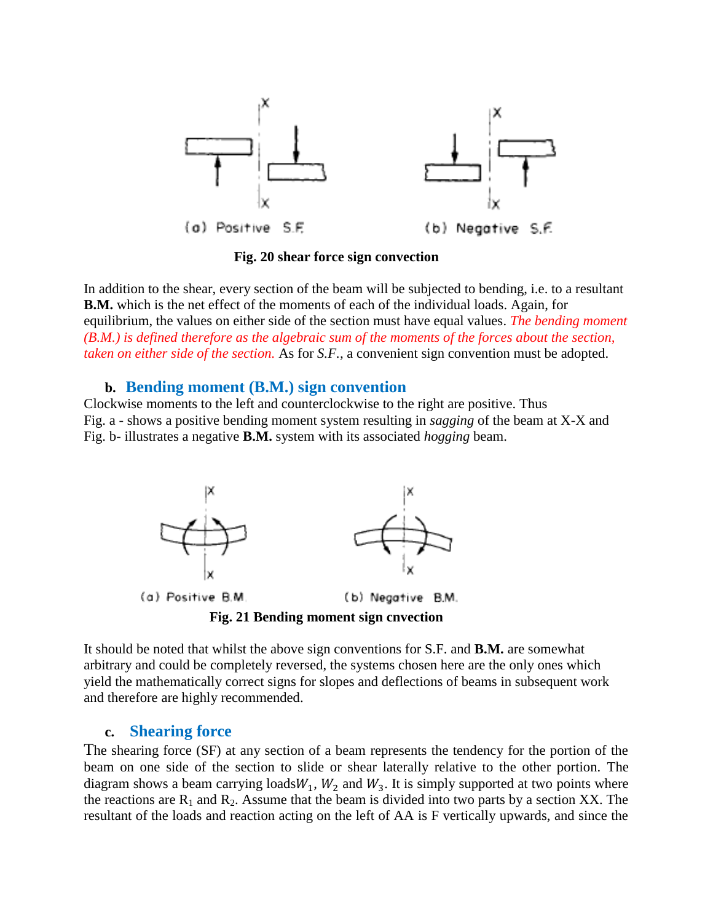(a) Positive S.F. (b) Negative S.F.

**Fig. 20 shear force sign convection**

In addition to the shear, every section of the beam will be subjected to bending, i.e. to a resultant **B.M.** which is the net effect of the moments of each of the individual loads. Again, for equilibrium, the values on either side of the section must have equal values. *The bending moment (B.M.) is defined therefore as the algebraic sum of the moments of the forces about the section, taken on either side of the section.* As for *S.F.*, a convenient sign convention must be adopted.

### b. Bending moment (B.M.) sign convention

Clockwise moments to the left and counterclockwise to the right are positive. Thus
Fig. a - shows a positive bending moment system resulting in *sagging* of the beam at X-X and
Fig. b- illustrates a negative **B.M.** system with its associated *hogging* beam.

(a) Positive B.M. (b) Negative B.M.

**Fig. 21 Bending moment sign cnvection**

It should be noted that whilst the above sign conventions for S.F. and **B.M.** are somewhat arbitrary and could be completely reversed, the systems chosen here are the only ones which yield the mathematically correct signs for slopes and deflections of beams in subsequent work and therefore are highly recommended.

### c. Shearing force

The shearing force (SF) at any section of a beam represents the tendency for the portion of the beam on one side of the section to slide or shear laterally relative to the other portion. The diagram shows a beam carrying loads $W_1$, $W_2$ and $W_3$. It is simply supported at two points where the reactions are $R_1$ and $R_2$. Assume that the beam is divided into two parts by a section XX. The resultant of the loads and reaction acting on the left of AA is F vertically upwards, and since the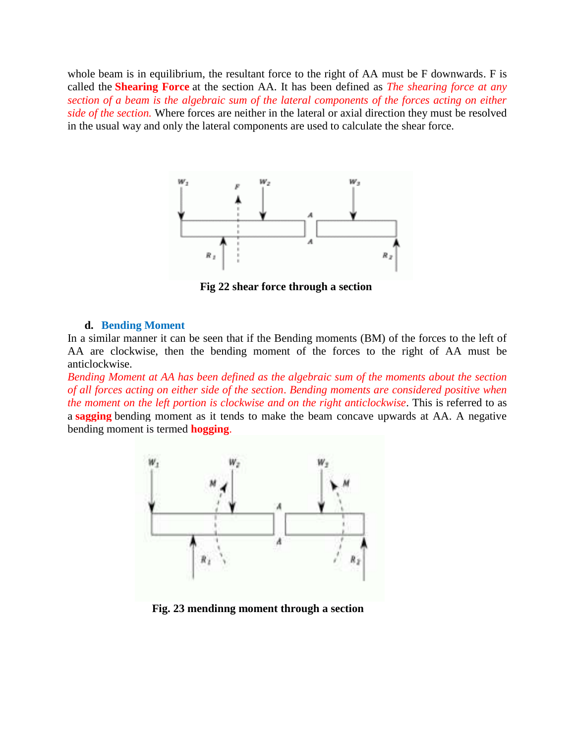whole beam is in equilibrium, the resultant force to the right of AA must be F downwards. F is called the **Shearing Force** at the section AA. It has been defined as *The shearing force at any section of a beam is the algebraic sum of the lateral components of the forces acting on either side of the section.* Where forces are neither in the lateral or axial direction they must be resolved in the usual way and only the lateral components are used to calculate the shear force.

**Fig 22 shear force through a section**

**d. Bending Moment**

In a similar manner it can be seen that if the Bending moments (BM) of the forces to the left of AA are clockwise, then the bending moment of the forces to the right of AA must be anticlockwise.

*Bending Moment at AA has been defined as the algebraic sum of the moments about the section of all forces acting on either side of the section. Bending moments are considered positive when the moment on the left portion is clockwise and on the right anticlockwise*. This is referred to as a **sagging** bending moment as it tends to make the beam concave upwards at AA. A negative bending moment is termed **hogging**.

**Fig. 23 mendinng moment through a section**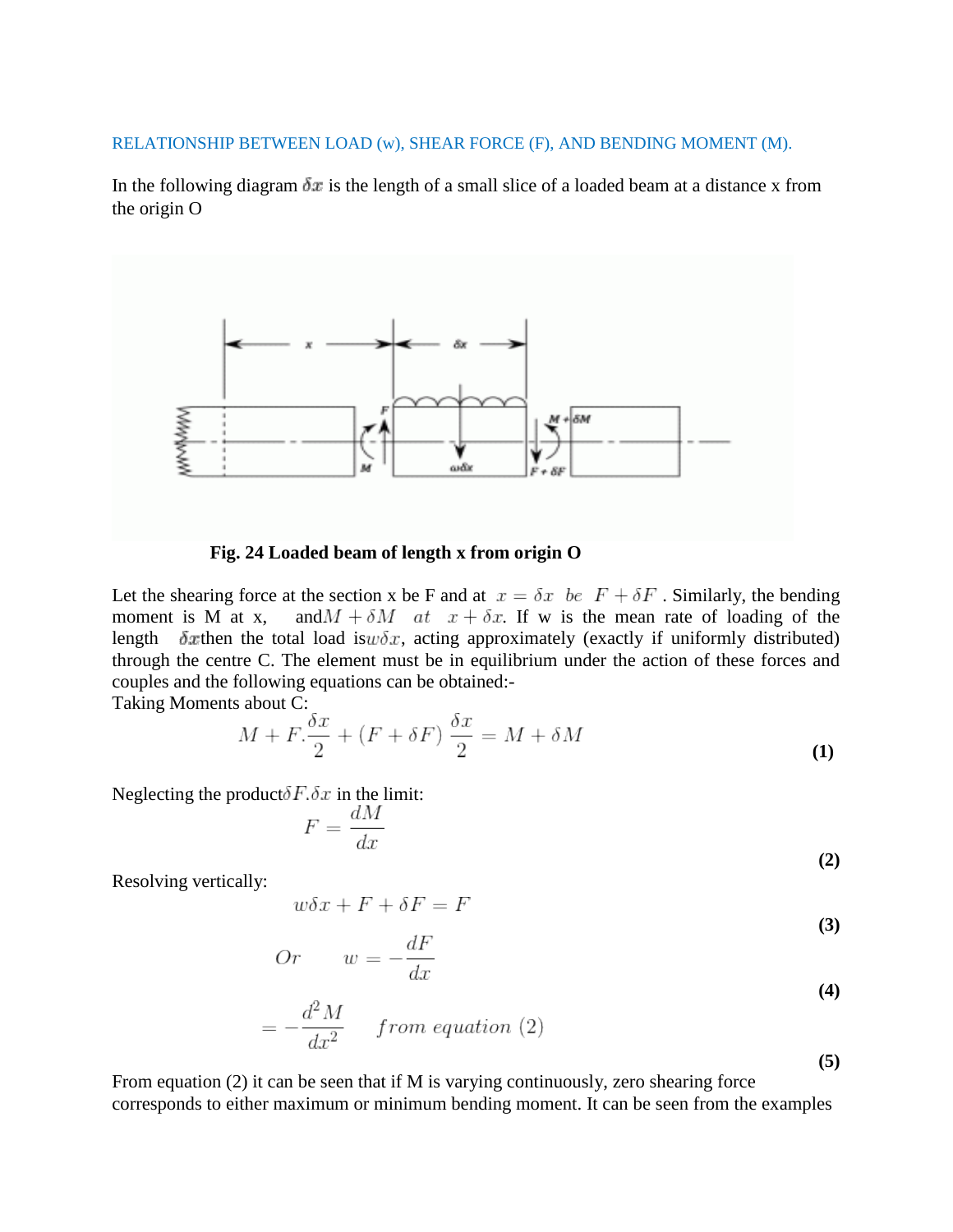RELATIONSHIP BETWEEN LOAD (w), SHEAR FORCE (F), AND BENDING MOMENT (M).

In the following diagram $\delta x$ is the length of a small slice of a loaded beam at a distance x from the origin O

**Fig. 24 Loaded beam of length x from origin O**

Let the shearing force at the section x be F and at $x = \delta x \;\; be \;\; F + \delta F$. Similarly, the bending moment is M at x, and $M + \delta M \;\; at \;\; x + \delta x$. If w is the mean rate of loading of the length $\delta x$ then the total load is $w\delta x$, acting approximately (exactly if uniformly distributed) through the centre C. The element must be in equilibrium under the action of these forces and couples and the following equations can be obtained:-

Taking Moments about C:

$$M + F.\frac{\delta x}{2} + (F + \delta F)\,\frac{\delta x}{2} = M + \delta M \tag{1}$$

Neglecting the product $\delta F.\delta x$ in the limit:

$$F = \frac{dM}{dx} \tag{2}$$

Resolving vertically:

$$w\delta x + F + \delta F = F \tag{3}$$

$$Or \qquad w = -\frac{dF}{dx} \tag{4}$$

$$= -\frac{d^2M}{dx^2} \qquad from\ equation\ (2) \tag{5}$$

From equation (2) it can be seen that if M is varying continuously, zero shearing force corresponds to either maximum or minimum bending moment. It can be seen from the examples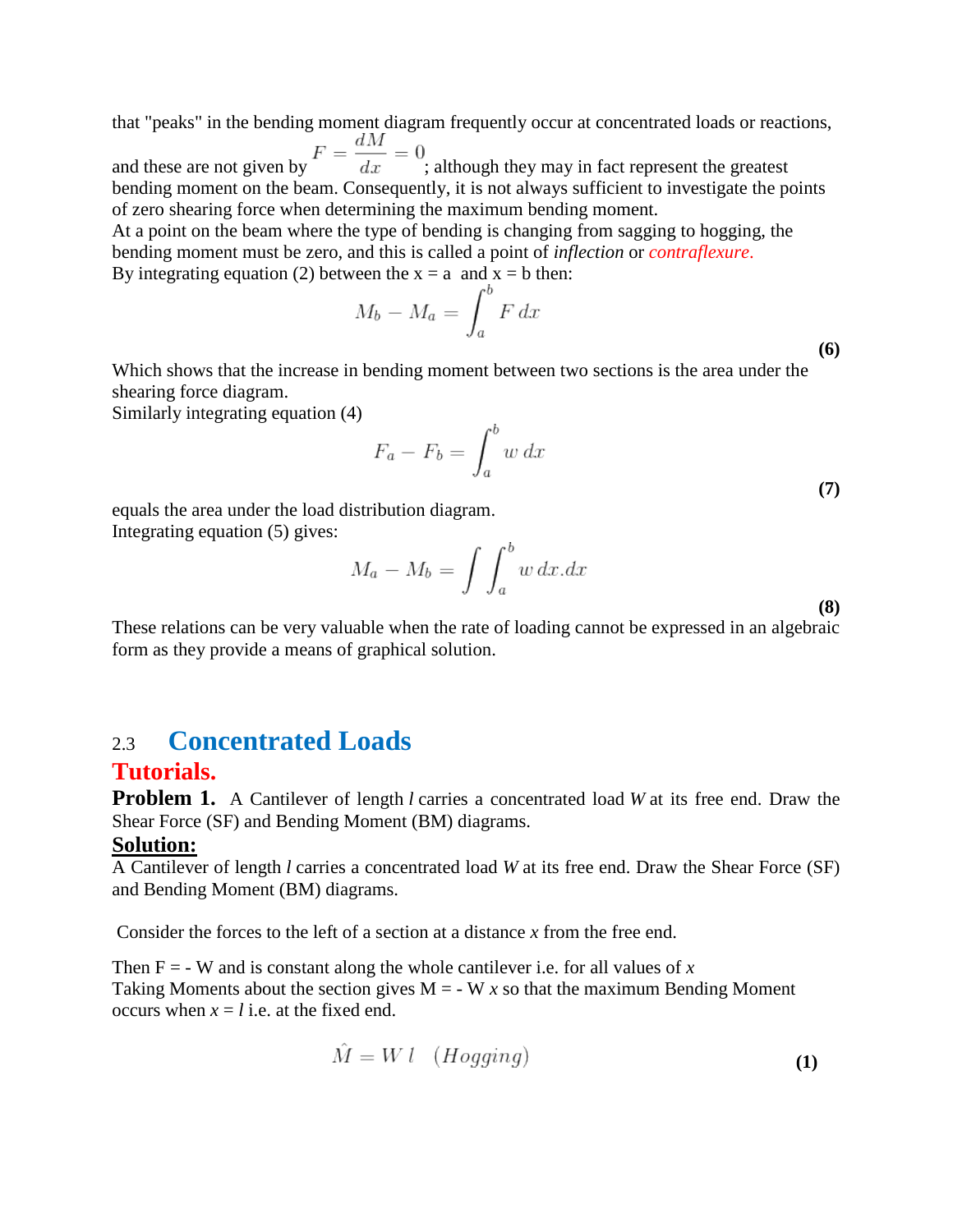that "peaks" in the bending moment diagram frequently occur at concentrated loads or reactions, and these are not given by $F = \frac{dM}{dx} = 0$; although they may in fact represent the greatest bending moment on the beam. Consequently, it is not always sufficient to investigate the points of zero shearing force when determining the maximum bending moment.
At a point on the beam where the type of bending is changing from sagging to hogging, the bending moment must be zero, and this is called a point of *inflection* or *contraflexure*.
By integrating equation (2) between the x = a and x = b then:

$$M_b - M_a = \int_a^b F\, dx \tag{6}$$

Which shows that the increase in bending moment between two sections is the area under the shearing force diagram.
Similarly integrating equation (4)

$$F_a - F_b = \int_a^b w\, dx \tag{7}$$

equals the area under the load distribution diagram.
Integrating equation (5) gives:

$$M_a - M_b = \int \int_a^b w\, dx.dx \tag{8}$$

These relations can be very valuable when the rate of loading cannot be expressed in an algebraic form as they provide a means of graphical solution.

## 2.3 Concentrated Loads

## Tutorials.

**Problem 1.** A Cantilever of length $l$ carries a concentrated load $W$ at its free end. Draw the Shear Force (SF) and Bending Moment (BM) diagrams.

**Solution:**

A Cantilever of length $l$ carries a concentrated load $W$ at its free end. Draw the Shear Force (SF) and Bending Moment (BM) diagrams.

Consider the forces to the left of a section at a distance $x$ from the free end.

Then F = - W and is constant along the whole cantilever i.e. for all values of $x$
Taking Moments about the section gives M = - W $x$ so that the maximum Bending Moment occurs when $x = l$ i.e. at the fixed end.

$$\hat{M} = W\, l \quad (Hogging) \tag{1}$$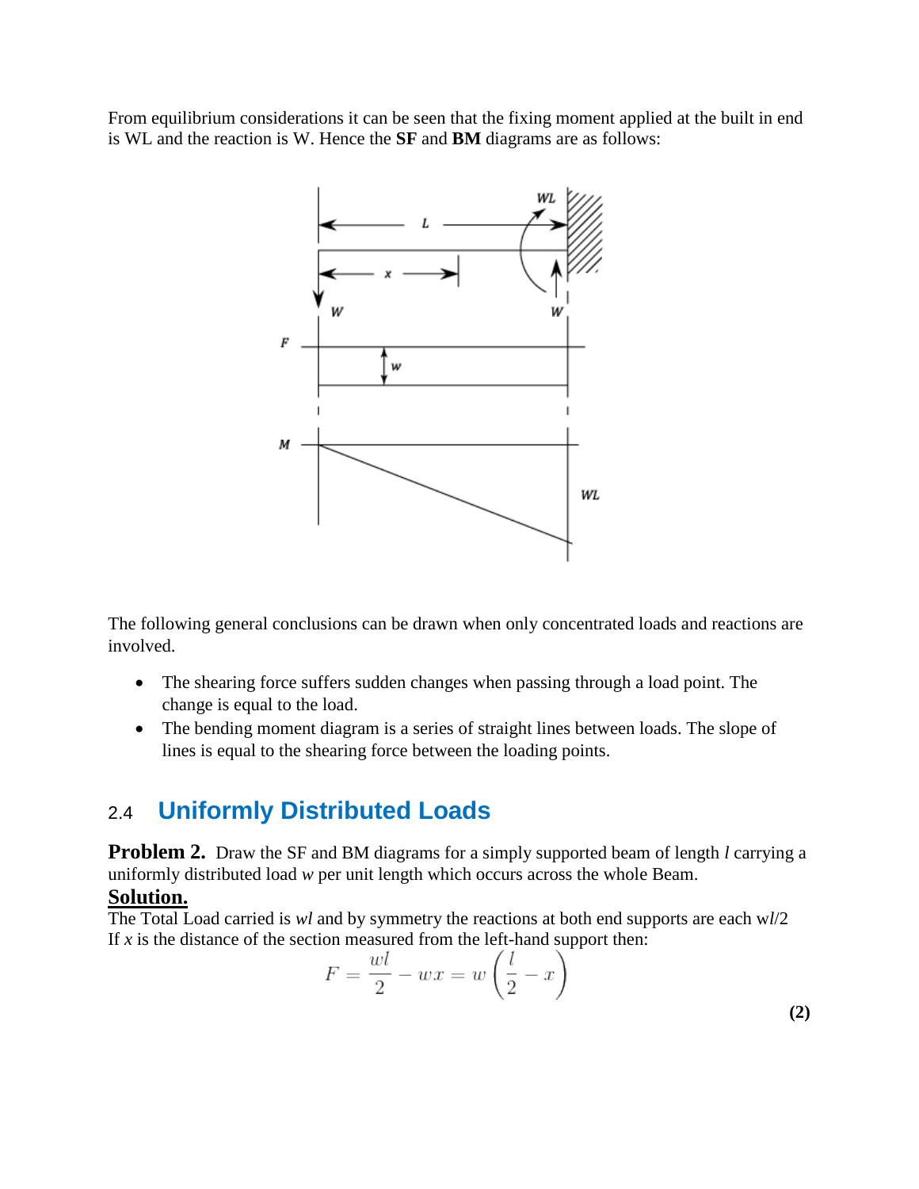From equilibrium considerations it can be seen that the fixing moment applied at the built in end is WL and the reaction is W. Hence the **SF** and **BM** diagrams are as follows:

The following general conclusions can be drawn when only concentrated loads and reactions are involved.

- The shearing force suffers sudden changes when passing through a load point. The change is equal to the load.
- The bending moment diagram is a series of straight lines between loads. The slope of lines is equal to the shearing force between the loading points.

## 2.4 Uniformly Distributed Loads

**Problem 2.** Draw the SF and BM diagrams for a simply supported beam of length $l$ carrying a uniformly distributed load $w$ per unit length which occurs across the whole Beam.

**Solution.**

The Total Load carried is $wl$ and by symmetry the reactions at both end supports are each $wl/2$

If $x$ is the distance of the section measured from the left-hand support then:

$$F = \frac{wl}{2} - wx = w\left(\frac{l}{2} - x\right) \tag{2}$$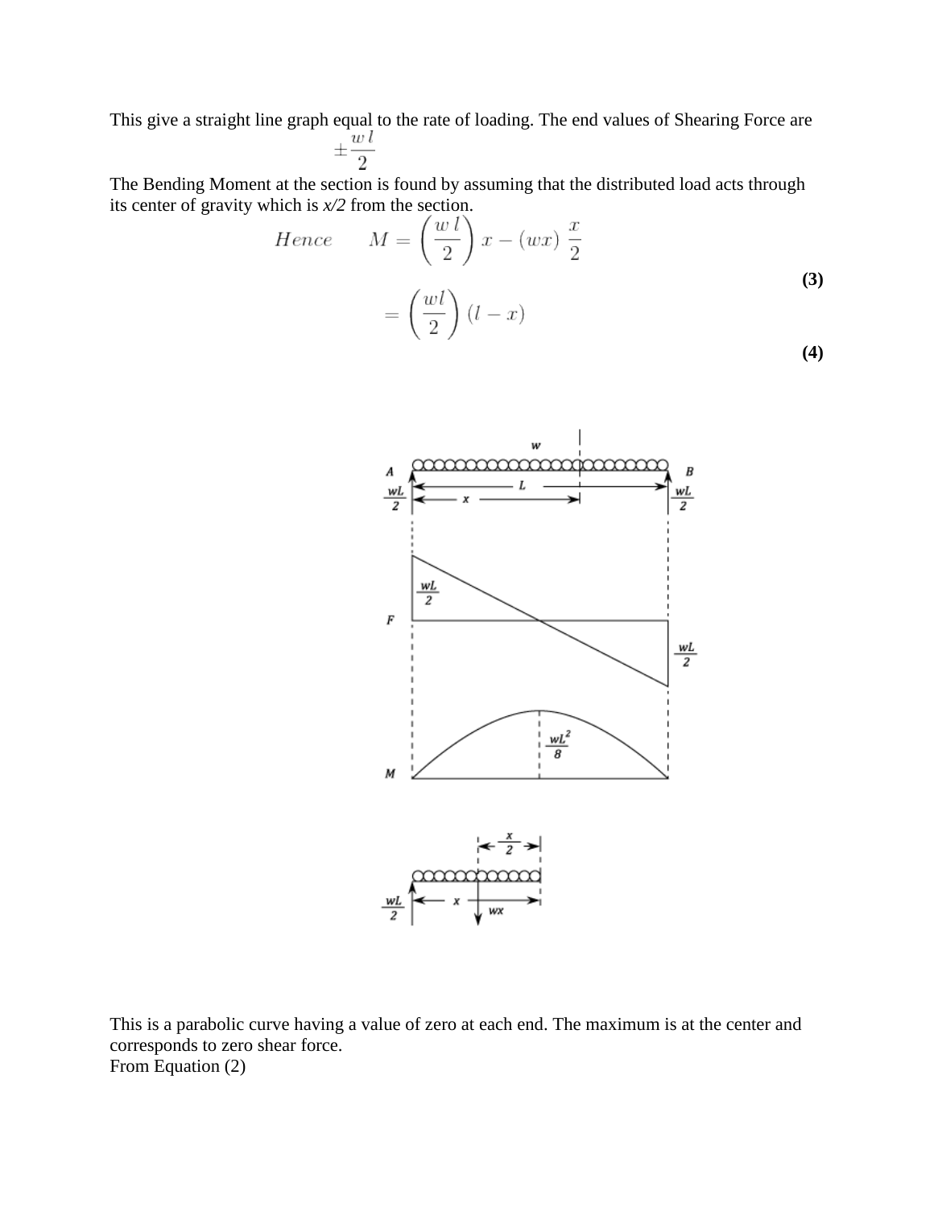This give a straight line graph equal to the rate of loading. The end values of Shearing Force are

$$\pm \frac{w\,l}{2}$$

The Bending Moment at the section is found by assuming that the distributed load acts through its center of gravity which is *x/2* from the section.

$$Hence \qquad M = \left(\frac{w\,l}{2}\right) x - (wx)\,\frac{x}{2} \tag{3}$$

$$= \left(\frac{wl}{2}\right)(l - x) \tag{4}$$

This is a parabolic curve having a value of zero at each end. The maximum is at the center and corresponds to zero shear force.

From Equation (2)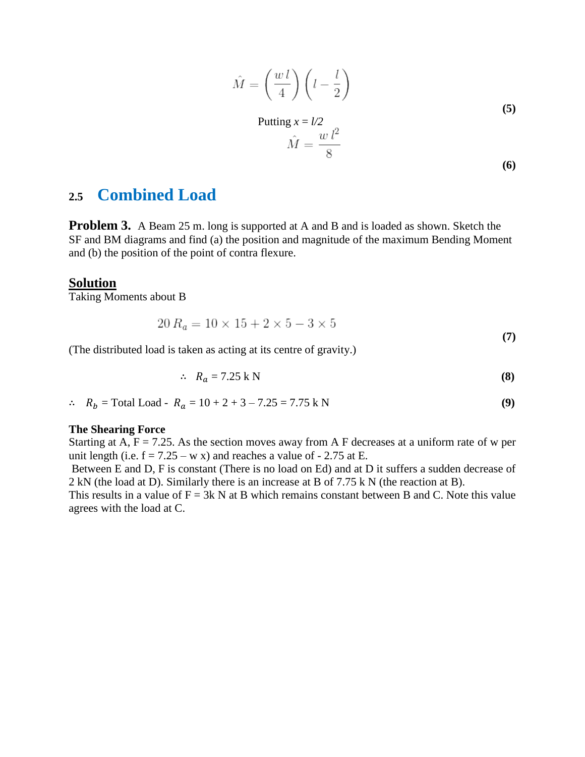$$\hat{M} = \left(\frac{w\,l}{4}\right)\left(l - \frac{l}{2}\right) \tag{5}$$

Putting $x = l/2$

$$\hat{M} = \frac{w\,l^2}{8} \tag{6}$$

## 2.5 Combined Load

**Problem 3.** A Beam 25 m. long is supported at A and B and is loaded as shown. Sketch the SF and BM diagrams and find (a) the position and magnitude of the maximum Bending Moment and (b) the position of the point of contra flexure.

### <u>Solution</u>

Taking Moments about B

$$20\,R_a = 10 \times 15 + 2 \times 5 - 3 \times 5 \tag{7}$$

(The distributed load is taken as acting at its centre of gravity.)

$$\therefore \quad R_a = 7.25 \text{ k N} \tag{8}$$

$$\therefore \quad R_b = \text{Total Load - } R_a = 10 + 2 + 3 - 7.25 = 7.75 \text{ k N} \tag{9}$$

**The Shearing Force**

Starting at A, F = 7.25. As the section moves away from A F decreases at a uniform rate of w per unit length (i.e. f = 7.25 – w x) and reaches a value of - 2.75 at E.

Between E and D, F is constant (There is no load on Ed) and at D it suffers a sudden decrease of 2 kN (the load at D). Similarly there is an increase at B of 7.75 k N (the reaction at B).

This results in a value of F = 3k N at B which remains constant between B and C. Note this value agrees with the load at C.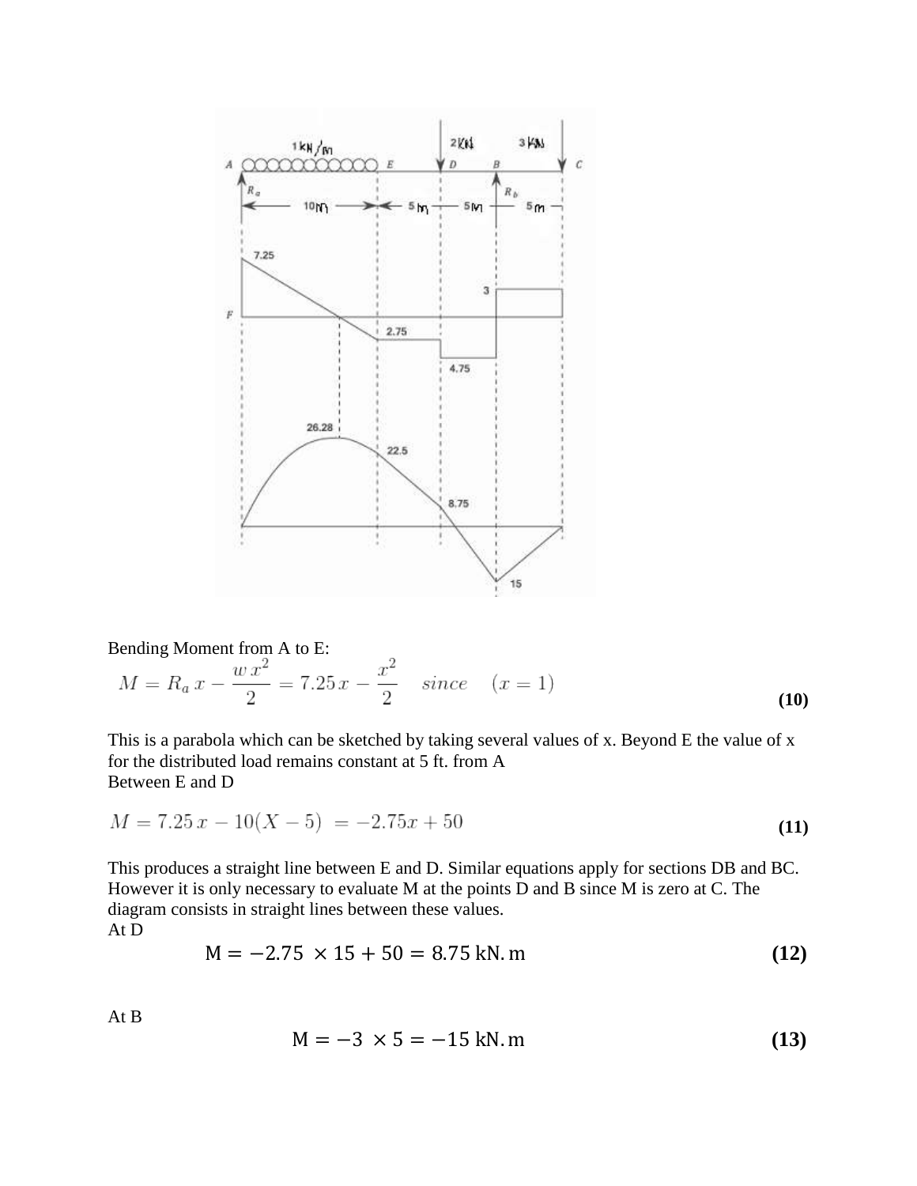Bending Moment from A to E:

$$M = R_a\,x - \frac{w\,x^2}{2} = 7.25\,x - \frac{x^2}{2} \quad since \quad (x = 1) \tag{10}$$

This is a parabola which can be sketched by taking several values of x. Beyond E the value of x for the distributed load remains constant at 5 ft. from A

Between E and D

$$M = 7.25\,x - 10(X - 5) \;= -2.75x + 50 \tag{11}$$

This produces a straight line between E and D. Similar equations apply for sections DB and BC. However it is only necessary to evaluate M at the points D and B since M is zero at C. The diagram consists in straight lines between these values.

At D

$$\mathrm{M} = -2.75\, \times 15 + 50 = 8.75\ \mathrm{kN.m} \tag{12}$$

At B

$$\mathrm{M} = -3\, \times 5 = -15\ \mathrm{kN.m} \tag{13}$$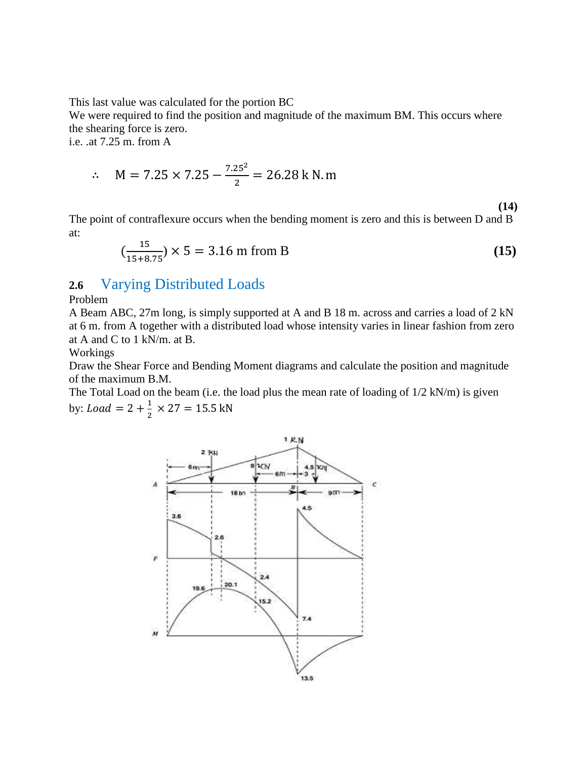This last value was calculated for the portion BC

We were required to find the position and magnitude of the maximum BM. This occurs where the shearing force is zero.

i.e. .at 7.25 m. from A

$$\therefore \quad \mathrm{M} = 7.25 \times 7.25 - \frac{7.25^2}{2} = 26.28 \text{ k N.m}$$

**(14)**

The point of contraflexure occurs when the bending moment is zero and this is between D and B at:

$$\left(\frac{15}{15+8.75}\right) \times 5 = 3.16 \text{ m from B} \quad \textbf{(15)}$$

## 2.6 Varying Distributed Loads

Problem

A Beam ABC, 27m long, is simply supported at A and B 18 m. across and carries a load of 2 kN at 6 m. from A together with a distributed load whose intensity varies in linear fashion from zero at A and C to 1 kN/m. at B.

Workings

Draw the Shear Force and Bending Moment diagrams and calculate the position and magnitude of the maximum B.M.

The Total Load on the beam (i.e. the load plus the mean rate of loading of 1/2 kN/m) is given by: $Load = 2 + \frac{1}{2} \times 27 = 15.5 \text{ kN}$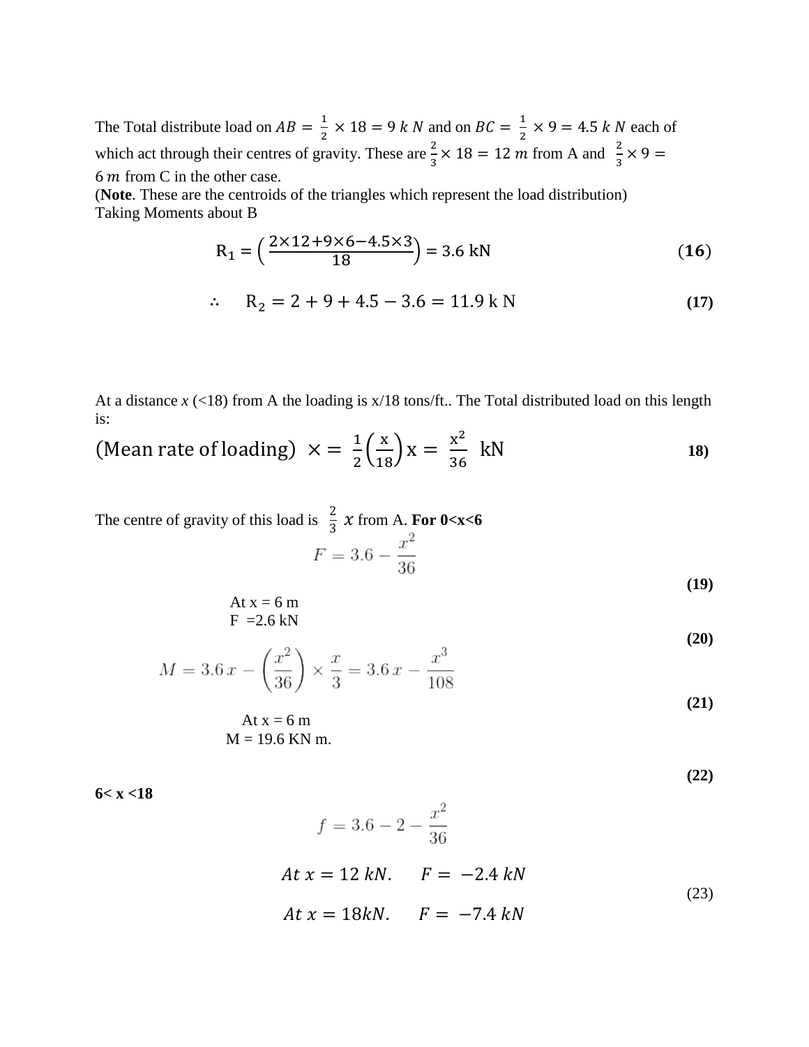The Total distribute load on $AB = \frac{1}{2} \times 18 = 9\ kN$ and on $BC = \frac{1}{2} \times 9 = 4.5\ kN$ each of which act through their centres of gravity. These are $\frac{2}{3} \times 18 = 12\ m$ from A and $\frac{2}{3} \times 9 = 6\ m$ from C in the other case.
(**Note**. These are the centroids of the triangles which represent the load distribution)
Taking Moments about B

$$R_1 = \left( \frac{2 \times 12 + 9 \times 6 - 4.5 \times 3}{18} \right) = 3.6 \text{ kN} \tag{16}$$

$$\therefore \quad R_2 = 2 + 9 + 4.5 - 3.6 = 11.9 \text{ kN} \tag{17}$$

At a distance $x$ (<18) from A the loading is x/18 tons/ft.. The Total distributed load on this length is:

$$(\text{Mean rate of loading}) \times = \frac{1}{2}\left(\frac{x}{18}\right)x = \frac{x^2}{36} \text{ kN} \tag{18}$$

The centre of gravity of this load is $\frac{2}{3}x$ from A. **For 0<x<6**

$$F = 3.6 - \frac{x^2}{36} \tag{19}$$

At x = 6 m
F =2.6 kN

$$M = 3.6\,x - \left(\frac{x^2}{36}\right) \times \frac{x}{3} = 3.6\,x - \frac{x^3}{108} \tag{20}$$

At x = 6 m
M = 19.6 KN m. **(21)**

**(22)**

**6< x <18**

$$f = 3.6 - 2 - \frac{x^2}{36}$$

$$At\ x = 12\ kN. \quad F = -2.4\ kN$$

$$At\ x = 18kN. \quad F = -7.4\ kN \tag{23}$$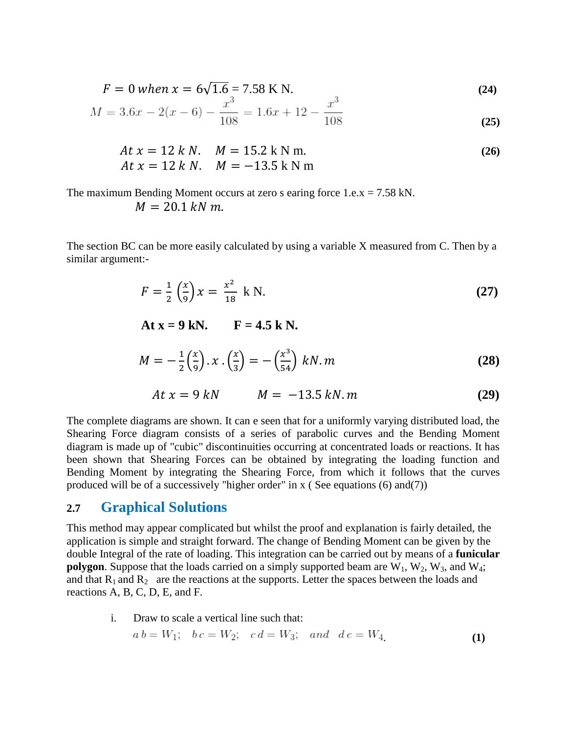$$F = 0 \; when \; x = 6\sqrt{1.6} = 7.58 \text{ K N.} \tag{24}$$

$$M = 3.6x - 2(x-6) - \frac{x^3}{108} = 1.6x + 12 - \frac{x^3}{108} \tag{25}$$

$$At \; x = 12 \; k \; N. \quad M = 15.2 \text{ k N m.} \tag{26}$$

$$At \; x = 12 \; k \; N. \quad M = -13.5 \text{ k N m}$$

The maximum Bending Moment occurs at zero s earing force 1.e.x = 7.58 kN.

$$M = 20.1 \; kN \; m.$$

The section BC can be more easily calculated by using a variable X measured from C. Then by a similar argument:-

$$F = \frac{1}{2}\left(\frac{x}{9}\right)x = \frac{x^2}{18} \text{ k N.} \tag{27}$$

**At x = 9 kN. F = 4.5 k N.**

$$M = -\frac{1}{2}\left(\frac{x}{9}\right).x.\left(\frac{x}{3}\right) = -\left(\frac{x^3}{54}\right) \; kN.m \tag{28}$$

$$At \; x = 9 \; kN \qquad M = -13.5 \; kN.m \tag{29}$$

The complete diagrams are shown. It can e seen that for a uniformly varying distributed load, the Shearing Force diagram consists of a series of parabolic curves and the Bending Moment diagram is made up of "cubic" discontinuities occurring at concentrated loads or reactions. It has been shown that Shearing Forces can be obtained by integrating the loading function and Bending Moment by integrating the Shearing Force, from which it follows that the curves produced will be of a successively "higher order" in x ( See equations (6) and(7))

## 2.7 Graphical Solutions

This method may appear complicated but whilst the proof and explanation is fairly detailed, the application is simple and straight forward. The change of Bending Moment can be given by the double Integral of the rate of loading. This integration can be carried out by means of a **funicular polygon**. Suppose that the loads carried on a simply supported beam are $W_1$, $W_2$, $W_3$, and $W_4$; and that $R_1$ and $R_2$ are the reactions at the supports. Letter the spaces between the loads and reactions A, B, C, D, E, and F.

i. Draw to scale a vertical line such that:

$$a\,b = W_1; \quad b\,c = W_2; \quad c\,d = W_3; \quad and \quad d\,e = W_4. \tag{1}$$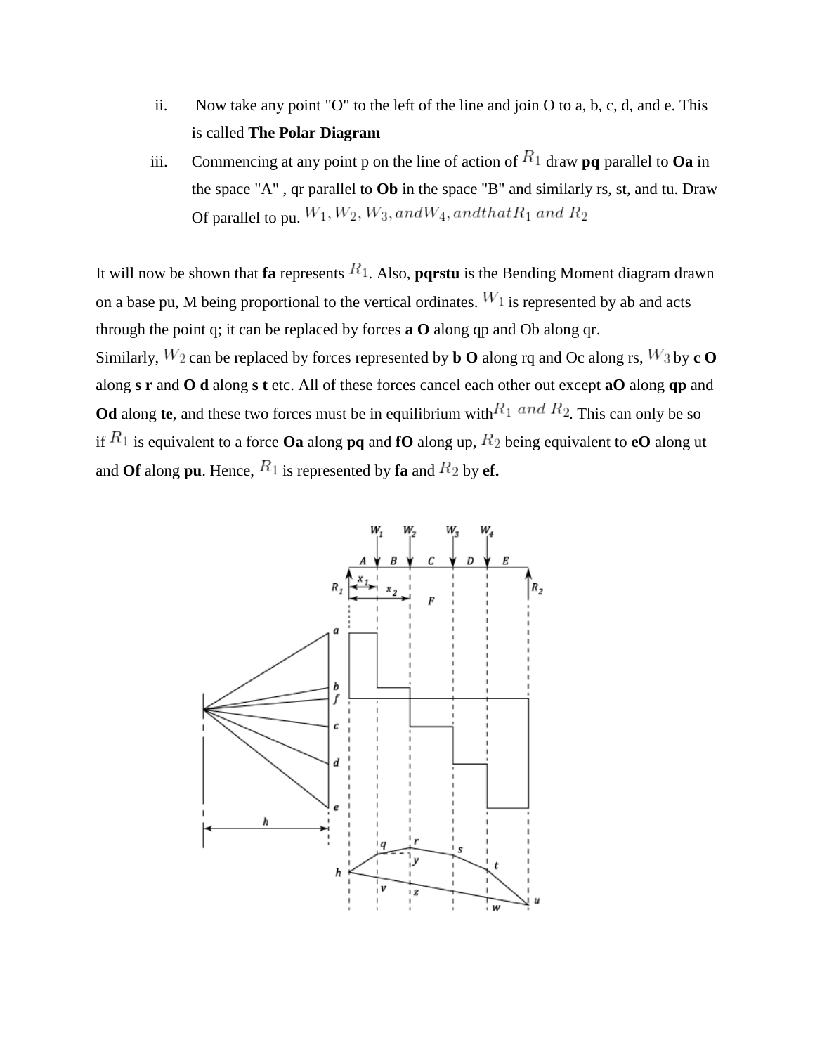ii. Now take any point "O" to the left of the line and join O to a, b, c, d, and e. This is called **The Polar Diagram**

iii. Commencing at any point p on the line of action of $R_1$ draw **pq** parallel to **Oa** in the space "A" , qr parallel to **Ob** in the space "B" and similarly rs, st, and tu. Draw Of parallel to pu. $W_1, W_2, W_3, and W_4, and that R_1\ and\ R_2$

It will now be shown that **fa** represents $R_1$. Also, **pqrstu** is the Bending Moment diagram drawn on a base pu, M being proportional to the vertical ordinates. $W_1$ is represented by ab and acts through the point q; it can be replaced by forces **a O** along qp and Ob along qr. Similarly, $W_2$ can be replaced by forces represented by **b O** along rq and Oc along rs, $W_3$ by **c O** along **s r** and **O d** along **s t** etc. All of these forces cancel each other out except **aO** along **qp** and **Od** along **te**, and these two forces must be in equilibrium with $R_1\ and\ R_2$. This can only be so if $R_1$ is equivalent to a force **Oa** along **pq** and **fO** along up, $R_2$ being equivalent to **eO** along ut and **Of** along **pu**. Hence, $R_1$ is represented by **fa** and $R_2$ by **ef.**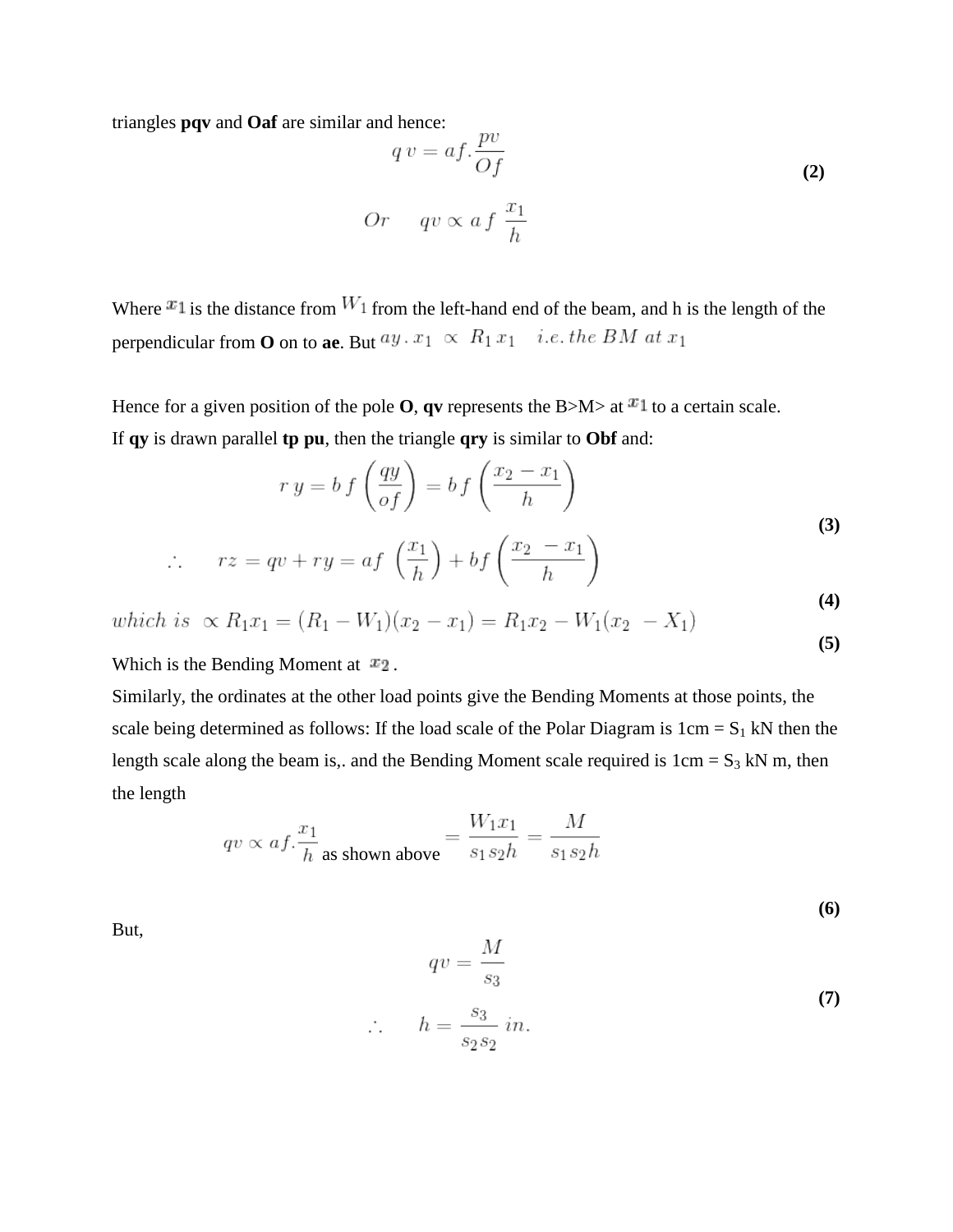triangles **pqv** and **Oaf** are similar and hence:

$$q\,v = af.\frac{pv}{Of} \tag{2}$$

$$Or \qquad qv \propto a\,f\;\frac{x_1}{h}$$

Where $x_1$ is the distance from $W_1$ from the left-hand end of the beam, and h is the length of the perpendicular from **O** on to **ae**. But $ay\,.\,x_1 \;\propto\; R_1\,x_1 \quad i.e.\,the\;BM\;at\;x_1$

Hence for a given position of the pole **O**, **qv** represents the B>M> at $x_1$ to a certain scale.

If **qy** is drawn parallel **tp pu**, then the triangle **qry** is similar to **Obf** and:

$$r\,y = b\,f\left(\frac{qy}{of}\right) = b\,f\left(\frac{x_2 - x_1}{h}\right) \tag{3}$$

$$\therefore \qquad rz = qv + ry = af\;\left(\frac{x_1}{h}\right) + bf\left(\frac{x_2\; - x_1}{h}\right) \tag{4}$$

$$which\;is\;\;\propto R_1x_1 = (R_1 - W_1)(x_2 - x_1) = R_1x_2 - W_1(x_2\;\; - X_1) \tag{5}$$

Which is the Bending Moment at $x_2$ .

Similarly, the ordinates at the other load points give the Bending Moments at those points, the scale being determined as follows: If the load scale of the Polar Diagram is 1cm = $S_1$ kN then the length scale along the beam is,. and the Bending Moment scale required is 1cm = $S_3$ kN m, then the length

$$qv \propto af.\frac{x_1}{h} \text{ as shown above } = \frac{W_1x_1}{s_1\,s_2h} = \frac{M}{s_1\,s_2\,h} \tag{6}$$

But,

$$qv = \frac{M}{s_3} \tag{7}$$

$$\therefore \qquad h = \frac{s_3}{s_2\,s_2}\;in.$$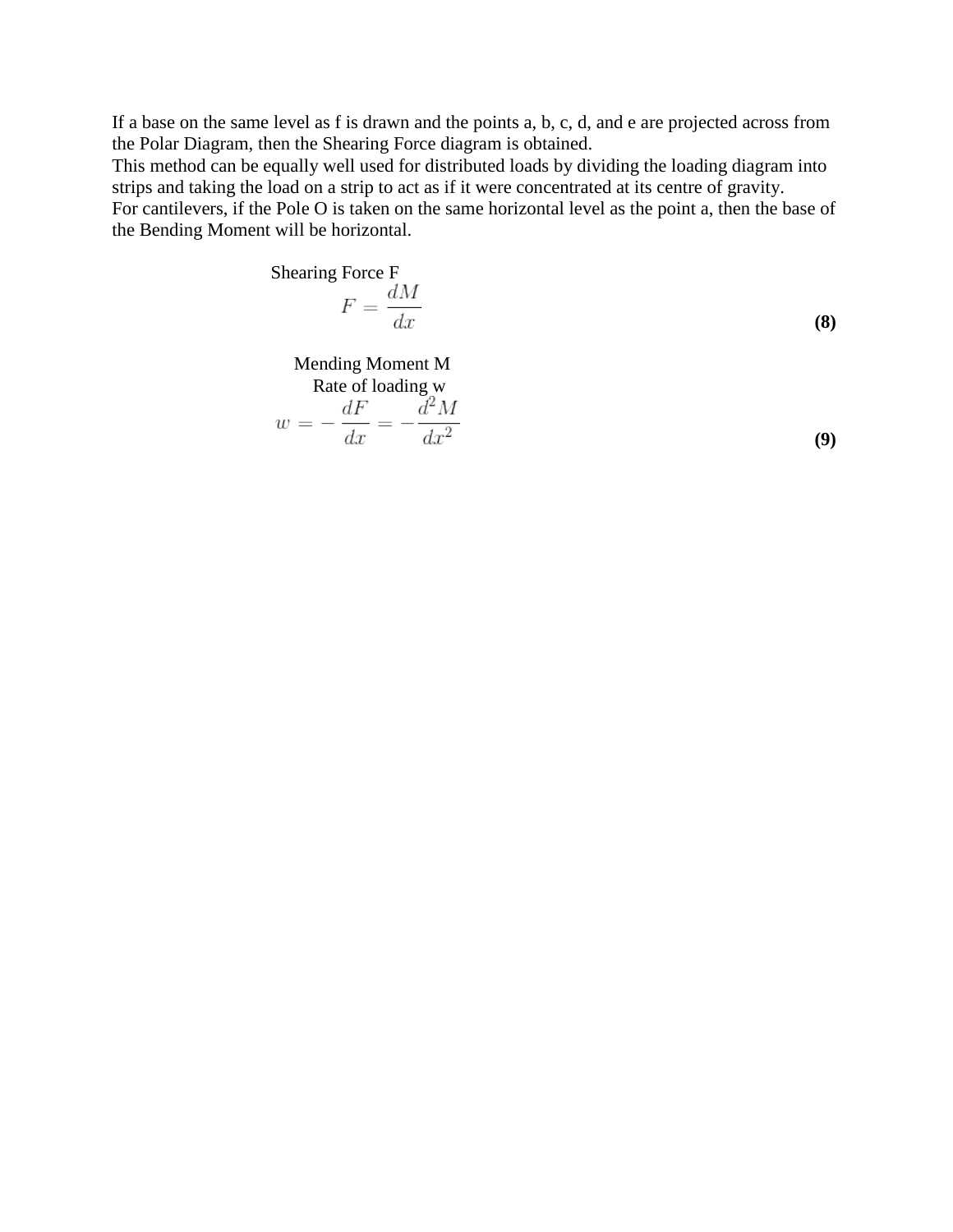If a base on the same level as f is drawn and the points a, b, c, d, and e are projected across from the Polar Diagram, then the Shearing Force diagram is obtained.
This method can be equally well used for distributed loads by dividing the loading diagram into strips and taking the load on a strip to act as if it were concentrated at its centre of gravity.
For cantilevers, if the Pole O is taken on the same horizontal level as the point a, then the base of the Bending Moment will be horizontal.

Shearing Force F

$$F = \frac{dM}{dx} \tag{8}$$

Mending Moment M

Rate of loading w

$$w = -\frac{dF}{dx} = -\frac{d^2M}{dx^2} \tag{9}$$